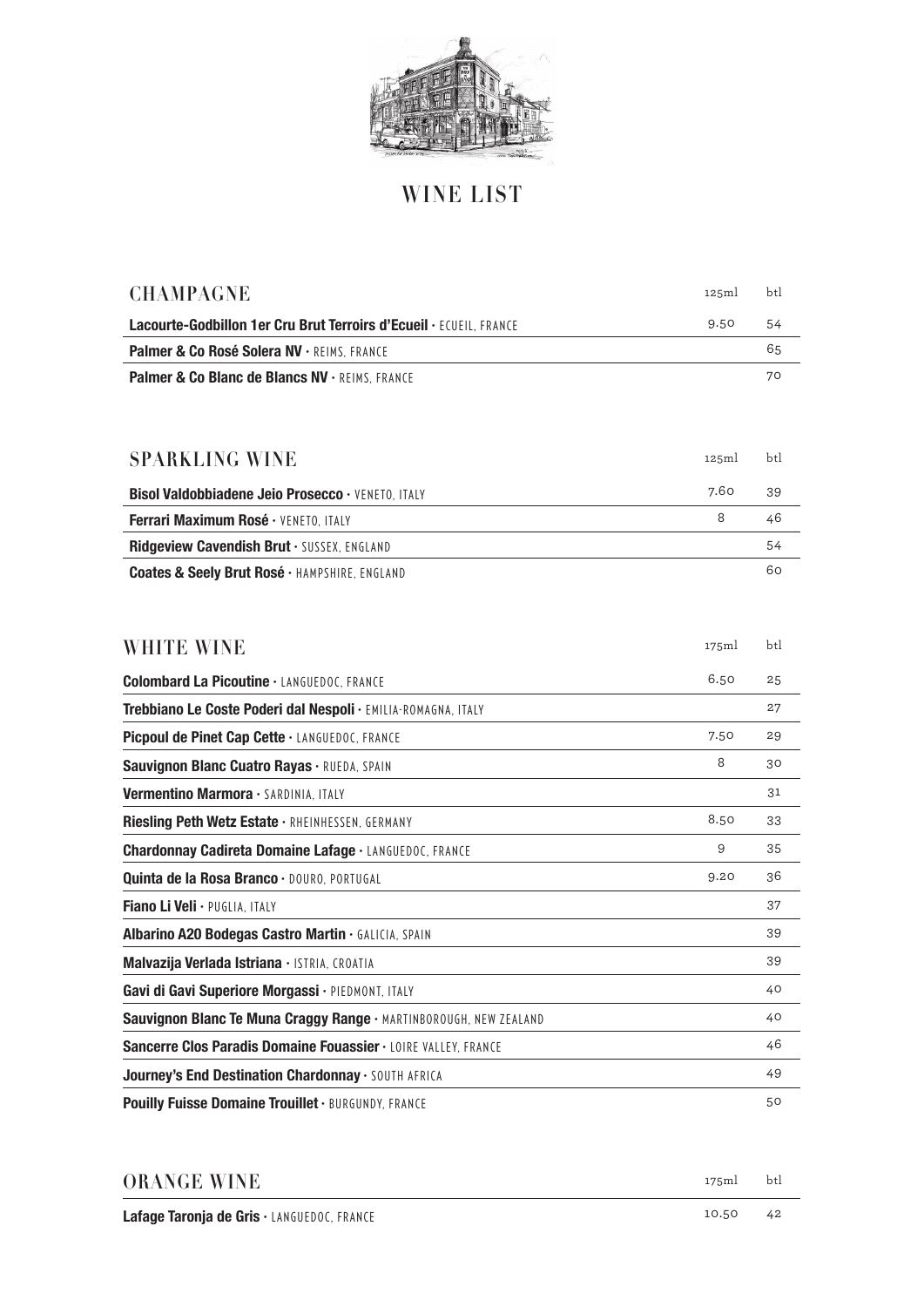# WINE LIST

## CHAMPAGNE

| | 125ml | btl |
|---|---|---|
| **Lacourte-Godbillon 1er Cru Brut Terroirs d'Ecueil** · ECUEIL, FRANCE | 9.50 | 54 |
| **Palmer & Co Rosé Solera NV** · REIMS, FRANCE | | 65 |
| **Palmer & Co Blanc de Blancs NV** · REIMS, FRANCE | | 70 |

## SPARKLING WINE

| | 125ml | btl |
|---|---|---|
| **Bisol Valdobbiadene Jeio Prosecco** · VENETO, ITALY | 7.60 | 39 |
| **Ferrari Maximum Rosé** · VENETO, ITALY | 8 | 46 |
| **Ridgeview Cavendish Brut** · SUSSEX, ENGLAND | | 54 |
| **Coates & Seely Brut Rosé** · HAMPSHIRE, ENGLAND | | 60 |

## WHITE WINE

| | 175ml | btl |
|---|---|---|
| **Colombard La Picoutine** · LANGUEDOC, FRANCE | 6.50 | 25 |
| **Trebbiano Le Coste Poderi dal Nespoli** · EMILIA-ROMAGNA, ITALY | | 27 |
| **Picpoul de Pinet Cap Cette** · LANGUEDOC, FRANCE | 7.50 | 29 |
| **Sauvignon Blanc Cuatro Rayas** · RUEDA, SPAIN | 8 | 30 |
| **Vermentino Marmora** · SARDINIA, ITALY | | 31 |
| **Riesling Peth Wetz Estate** · RHEINHESSEN, GERMANY | 8.50 | 33 |
| **Chardonnay Cadireta Domaine Lafage** · LANGUEDOC, FRANCE | 9 | 35 |
| **Quinta de la Rosa Branco** · DOURO, PORTUGAL | 9.20 | 36 |
| **Fiano Li Veli** · PUGLIA, ITALY | | 37 |
| **Albarino A20 Bodegas Castro Martin** · GALICIA, SPAIN | | 39 |
| **Malvazija Verlada Istriana** · ISTRIA, CROATIA | | 39 |
| **Gavi di Gavi Superiore Morgassi** · PIEDMONT, ITALY | | 40 |
| **Sauvignon Blanc Te Muna Craggy Range** · MARTINBOROUGH, NEW ZEALAND | | 40 |
| **Sancerre Clos Paradis Domaine Fouassier** · LOIRE VALLEY, FRANCE | | 46 |
| **Journey's End Destination Chardonnay** · SOUTH AFRICA | | 49 |
| **Pouilly Fuisse Domaine Trouillet** · BURGUNDY, FRANCE | | 50 |

## ORANGE WINE

| | 175ml | btl |
|---|---|---|
| **Lafage Taronja de Gris** · LANGUEDOC, FRANCE | 10.50 | 42 |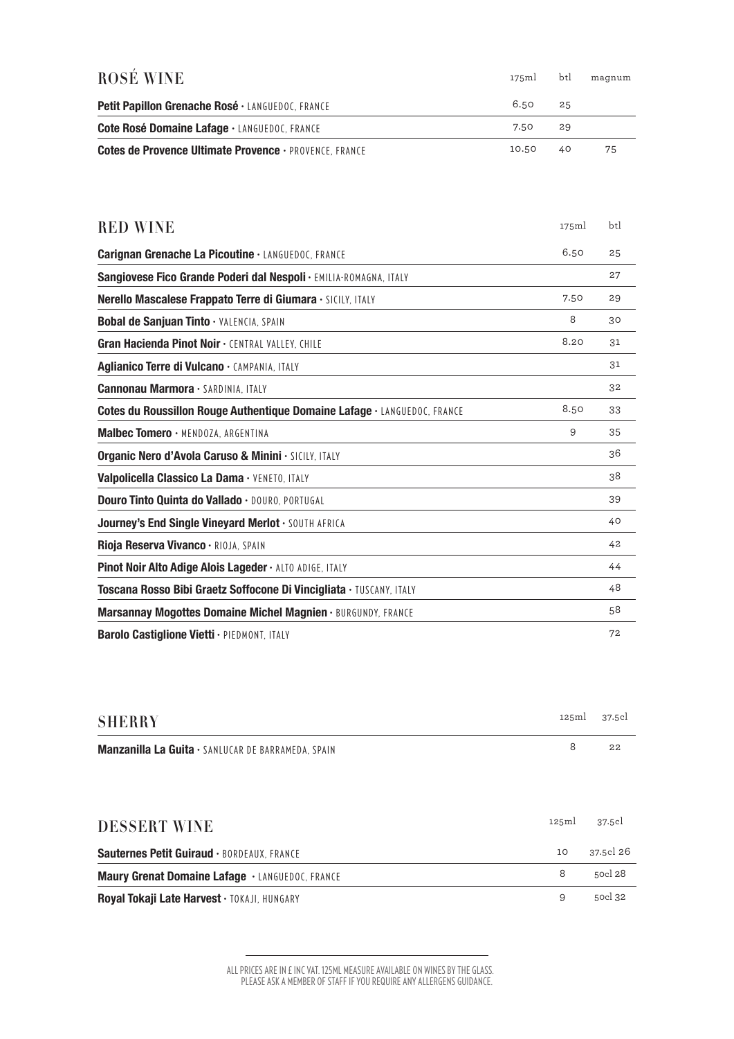## ROSÉ WINE

| | 175ml | btl | magnum |
|---|---|---|---|
| **Petit Papillon Grenache Rosé** · LANGUEDOC, FRANCE | 6.50 | 25 | |
| **Cote Rosé Domaine Lafage** · LANGUEDOC, FRANCE | 7.50 | 29 | |
| **Cotes de Provence Ultimate Provence** · PROVENCE, FRANCE | 10.50 | 40 | 75 |

## RED WINE

| | 175ml | btl |
|---|---|---|
| **Carignan Grenache La Picoutine** · LANGUEDOC, FRANCE | 6.50 | 25 |
| **Sangiovese Fico Grande Poderi dal Nespoli** · EMILIA-ROMAGNA, ITALY | | 27 |
| **Nerello Mascalese Frappato Terre di Giumara** · SICILY, ITALY | 7.50 | 29 |
| **Bobal de Sanjuan Tinto** · VALENCIA, SPAIN | 8 | 30 |
| **Gran Hacienda Pinot Noir** · CENTRAL VALLEY, CHILE | 8.20 | 31 |
| **Aglianico Terre di Vulcano** · CAMPANIA, ITALY | | 31 |
| **Cannonau Marmora** · SARDINIA, ITALY | | 32 |
| **Cotes du Roussillon Rouge Authentique Domaine Lafage** · LANGUEDOC, FRANCE | 8.50 | 33 |
| **Malbec Tomero** · MENDOZA, ARGENTINA | 9 | 35 |
| **Organic Nero d'Avola Caruso & Minini** · SICILY, ITALY | | 36 |
| **Valpolicella Classico La Dama** · VENETO, ITALY | | 38 |
| **Douro Tinto Quinta do Vallado** · DOURO, PORTUGAL | | 39 |
| **Journey's End Single Vineyard Merlot** · SOUTH AFRICA | | 40 |
| **Rioja Reserva Vivanco** · RIOJA, SPAIN | | 42 |
| **Pinot Noir Alto Adige Alois Lageder** · ALTO ADIGE, ITALY | | 44 |
| **Toscana Rosso Bibi Graetz Soffocone Di Vincigliata** · TUSCANY, ITALY | | 48 |
| **Marsannay Mogottes Domaine Michel Magnien** · BURGUNDY, FRANCE | | 58 |
| **Barolo Castiglione Vietti** · PIEDMONT, ITALY | | 72 |

## SHERRY

| | 125ml | 37.5cl |
|---|---|---|
| **Manzanilla La Guita** · SANLUCAR DE BARRAMEDA, SPAIN | 8 | 22 |

## DESSERT WINE

| | 125ml | 37.5cl |
|---|---|---|
| **Sauternes Petit Guiraud** · BORDEAUX, FRANCE | 10 | 37.5cl 26 |
| **Maury Grenat Domaine Lafage** · LANGUEDOC, FRANCE | 8 | 50cl 28 |
| **Royal Tokaji Late Harvest** · TOKAJI, HUNGARY | 9 | 50cl 32 |

ALL PRICES ARE IN £ INC VAT. 125ML MEASURE AVAILABLE ON WINES BY THE GLASS.
PLEASE ASK A MEMBER OF STAFF IF YOU REQUIRE ANY ALLERGENS GUIDANCE.